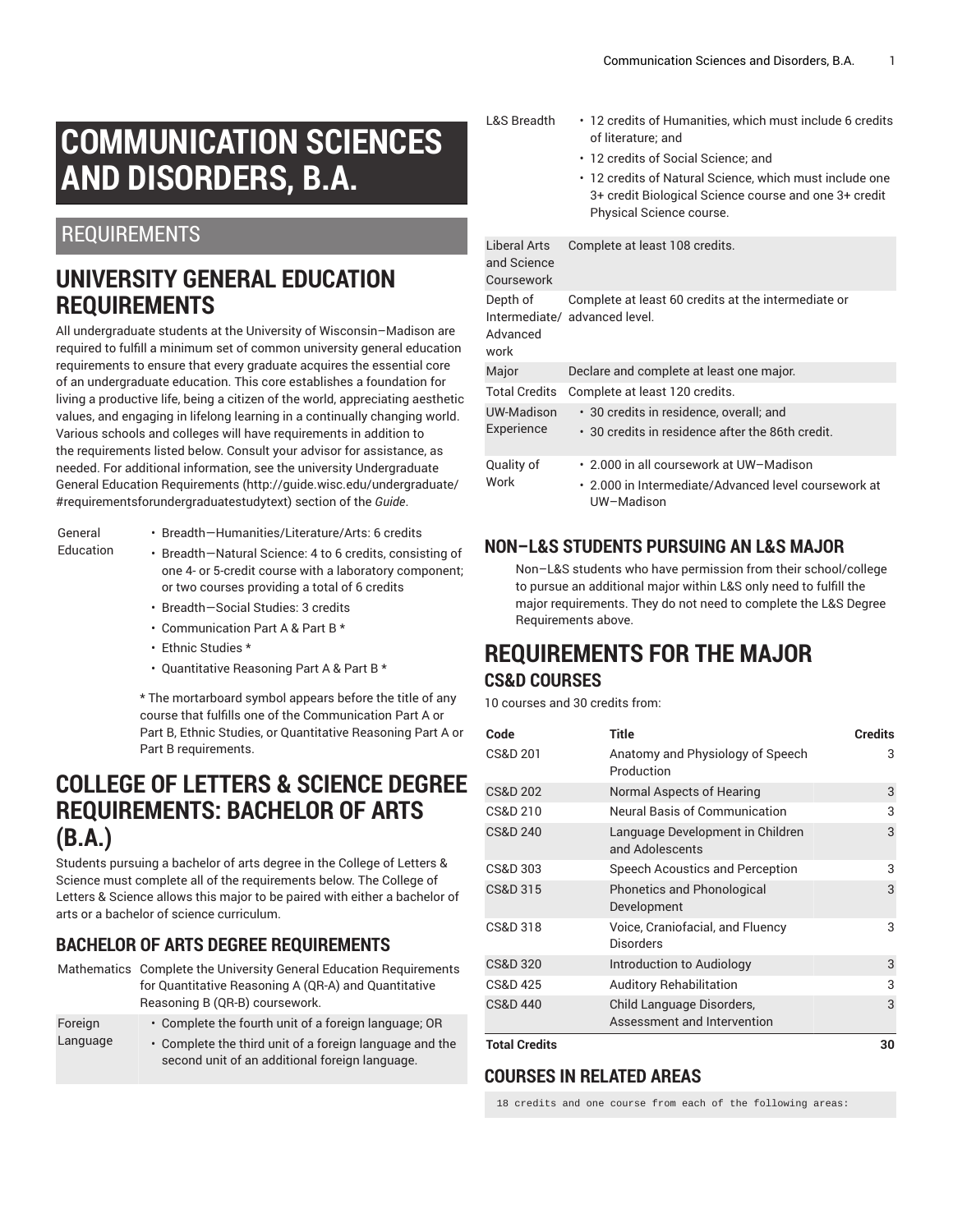# COMMUNICATION SCIENCES AND DISORDERS, B.A.

## REQUIREMENTS

## UNIVERSITY GENERAL EDUCATION REQUIREMENTS

All undergraduate students at the University of Wisconsin–Madison are required to fulfill a minimum set of common university general education requirements to ensure that every graduate acquires the essential core of an undergraduate education. This core establishes a foundation for living a productive life, being a citizen of the world, appreciating aesthetic values, and engaging in lifelong learning in a continually changing world. Various schools and colleges will have requirements in addition to the requirements listed below. Consult your advisor for assistance, as needed. For additional information, see the university Undergraduate General Education Requirements (http://guide.wisc.edu/undergraduate/#requirementsforundergraduatestudytext) section of the *Guide*.

| | |
|---|---|
| General Education | • Breadth—Humanities/Literature/Arts: 6 credits<br>• Breadth—Natural Science: 4 to 6 credits, consisting of one 4- or 5-credit course with a laboratory component; or two courses providing a total of 6 credits<br>• Breadth—Social Studies: 3 credits<br>• Communication Part A & Part B *<br>• Ethnic Studies *<br>• Quantitative Reasoning Part A & Part B *<br><br>* The mortarboard symbol appears before the title of any course that fulfills one of the Communication Part A or Part B, Ethnic Studies, or Quantitative Reasoning Part A or Part B requirements. |

## COLLEGE OF LETTERS & SCIENCE DEGREE REQUIREMENTS: BACHELOR OF ARTS (B.A.)

Students pursuing a bachelor of arts degree in the College of Letters & Science must complete all of the requirements below. The College of Letters & Science allows this major to be paired with either a bachelor of arts or a bachelor of science curriculum.

### BACHELOR OF ARTS DEGREE REQUIREMENTS

| | |
|---|---|
| Mathematics | Complete the University General Education Requirements for Quantitative Reasoning A (QR-A) and Quantitative Reasoning B (QR-B) coursework. |
| Foreign Language | • Complete the fourth unit of a foreign language; OR<br>• Complete the third unit of a foreign language and the second unit of an additional foreign language. |
| L&S Breadth | • 12 credits of Humanities, which must include 6 credits of literature; and<br>• 12 credits of Social Science; and<br>• 12 credits of Natural Science, which must include one 3+ credit Biological Science course and one 3+ credit Physical Science course. |
| Liberal Arts and Science Coursework | Complete at least 108 credits. |
| Depth of Intermediate/ Advanced work | Complete at least 60 credits at the intermediate or advanced level. |
| Major | Declare and complete at least one major. |
| Total Credits | Complete at least 120 credits. |
| UW-Madison Experience | • 30 credits in residence, overall; and<br>• 30 credits in residence after the 86th credit. |
| Quality of Work | • 2.000 in all coursework at UW–Madison<br>• 2.000 in Intermediate/Advanced level coursework at UW–Madison |

### NON–L&S STUDENTS PURSUING AN L&S MAJOR

Non–L&S students who have permission from their school/college to pursue an additional major within L&S only need to fulfill the major requirements. They do not need to complete the L&S Degree Requirements above.

## REQUIREMENTS FOR THE MAJOR

### CS&D COURSES

10 courses and 30 credits from:

| Code | Title | Credits |
|---|---|---|
| CS&D 201 | Anatomy and Physiology of Speech Production | 3 |
| CS&D 202 | Normal Aspects of Hearing | 3 |
| CS&D 210 | Neural Basis of Communication | 3 |
| CS&D 240 | Language Development in Children and Adolescents | 3 |
| CS&D 303 | Speech Acoustics and Perception | 3 |
| CS&D 315 | Phonetics and Phonological Development | 3 |
| CS&D 318 | Voice, Craniofacial, and Fluency Disorders | 3 |
| CS&D 320 | Introduction to Audiology | 3 |
| CS&D 425 | Auditory Rehabilitation | 3 |
| CS&D 440 | Child Language Disorders, Assessment and Intervention | 3 |
| **Total Credits** | | **30** |

### COURSES IN RELATED AREAS

```
18 credits and one course from each of the following areas:
```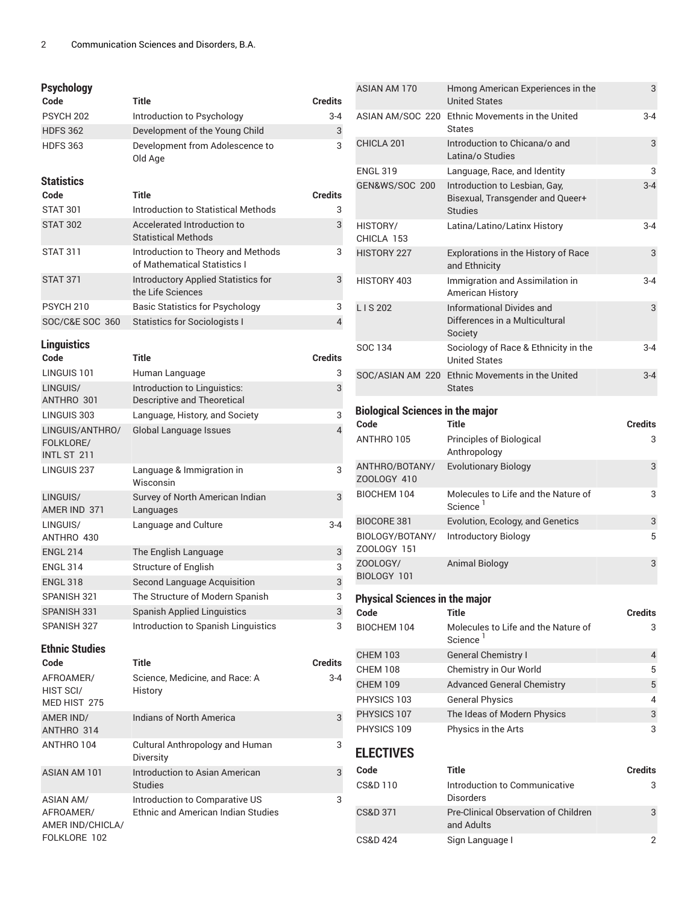### Psychology

| Code | Title | Credits |
|---|---|---|
| PSYCH 202 | Introduction to Psychology | 3-4 |
| HDFS 362 | Development of the Young Child | 3 |
| HDFS 363 | Development from Adolescence to Old Age | 3 |

### Statistics

| Code | Title | Credits |
|---|---|---|
| STAT 301 | Introduction to Statistical Methods | 3 |
| STAT 302 | Accelerated Introduction to Statistical Methods | 3 |
| STAT 311 | Introduction to Theory and Methods of Mathematical Statistics I | 3 |
| STAT 371 | Introductory Applied Statistics for the Life Sciences | 3 |
| PSYCH 210 | Basic Statistics for Psychology | 3 |
| SOC/C&E SOC 360 | Statistics for Sociologists I | 4 |

### Linguistics

| Code | Title | Credits |
|---|---|---|
| LINGUIS 101 | Human Language | 3 |
| LINGUIS/ ANTHRO 301 | Introduction to Linguistics: Descriptive and Theoretical | 3 |
| LINGUIS 303 | Language, History, and Society | 3 |
| LINGUIS/ANTHRO/ FOLKLORE/ INTL ST 211 | Global Language Issues | 4 |
| LINGUIS 237 | Language & Immigration in Wisconsin | 3 |
| LINGUIS/ AMER IND 371 | Survey of North American Indian Languages | 3 |
| LINGUIS/ ANTHRO 430 | Language and Culture | 3-4 |
| ENGL 214 | The English Language | 3 |
| ENGL 314 | Structure of English | 3 |
| ENGL 318 | Second Language Acquisition | 3 |
| SPANISH 321 | The Structure of Modern Spanish | 3 |
| SPANISH 331 | Spanish Applied Linguistics | 3 |
| SPANISH 327 | Introduction to Spanish Linguistics | 3 |

### Ethnic Studies

| Code | Title | Credits |
|---|---|---|
| AFROAMER/ HIST SCI/ MED HIST 275 | Science, Medicine, and Race: A History | 3-4 |
| AMER IND/ ANTHRO 314 | Indians of North America | 3 |
| ANTHRO 104 | Cultural Anthropology and Human Diversity | 3 |
| ASIAN AM 101 | Introduction to Asian American Studies | 3 |
| ASIAN AM/ AFROAMER/ AMER IND/CHICLA/ FOLKLORE 102 | Introduction to Comparative US Ethnic and American Indian Studies | 3 |
| ASIAN AM 170 | Hmong American Experiences in the United States | 3 |
| ASIAN AM/SOC 220 | Ethnic Movements in the United States | 3-4 |
| CHICLA 201 | Introduction to Chicana/o and Latina/o Studies | 3 |
| ENGL 319 | Language, Race, and Identity | 3 |
| GEN&WS/SOC 200 | Introduction to Lesbian, Gay, Bisexual, Transgender and Queer+ Studies | 3-4 |
| HISTORY/ CHICLA 153 | Latina/Latino/Latinx History | 3-4 |
| HISTORY 227 | Explorations in the History of Race and Ethnicity | 3 |
| HISTORY 403 | Immigration and Assimilation in American History | 3-4 |
| L I S 202 | Informational Divides and Differences in a Multicultural Society | 3 |
| SOC 134 | Sociology of Race & Ethnicity in the United States | 3-4 |
| SOC/ASIAN AM 220 | Ethnic Movements in the United States | 3-4 |

### Biological Sciences in the major

| Code | Title | Credits |
|---|---|---|
| ANTHRO 105 | Principles of Biological Anthropology | 3 |
| ANTHRO/BOTANY/ ZOOLOGY 410 | Evolutionary Biology | 3 |
| BIOCHEM 104 | Molecules to Life and the Nature of Science [1] | 3 |
| BIOCORE 381 | Evolution, Ecology, and Genetics | 3 |
| BIOLOGY/BOTANY/ ZOOLOGY 151 | Introductory Biology | 5 |
| ZOOLOGY/ BIOLOGY 101 | Animal Biology | 3 |

### Physical Sciences in the major

| Code | Title | Credits |
|---|---|---|
| BIOCHEM 104 | Molecules to Life and the Nature of Science [1] | 3 |
| CHEM 103 | General Chemistry I | 4 |
| CHEM 108 | Chemistry in Our World | 5 |
| CHEM 109 | Advanced General Chemistry | 5 |
| PHYSICS 103 | General Physics | 4 |
| PHYSICS 107 | The Ideas of Modern Physics | 3 |
| PHYSICS 109 | Physics in the Arts | 3 |

## ELECTIVES

| Code | Title | Credits |
|---|---|---|
| CS&D 110 | Introduction to Communicative Disorders | 3 |
| CS&D 371 | Pre-Clinical Observation of Children and Adults | 3 |
| CS&D 424 | Sign Language I | 2 |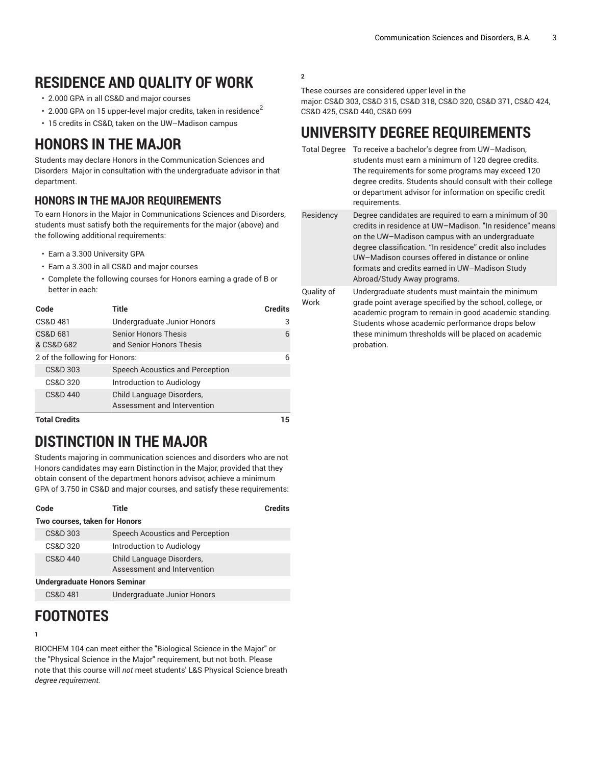# RESIDENCE AND QUALITY OF WORK

- 2.000 GPA in all CS&D and major courses
- 2.000 GPA on 15 upper-level major credits, taken in residence[2]
- 15 credits in CS&D, taken on the UW–Madison campus

# HONORS IN THE MAJOR

Students may declare Honors in the Communication Sciences and Disorders Major in consultation with the undergraduate advisor in that department.

## HONORS IN THE MAJOR REQUIREMENTS

To earn Honors in the Major in Communications Sciences and Disorders, students must satisfy both the requirements for the major (above) and the following additional requirements:

- Earn a 3.300 University GPA
- Earn a 3.300 in all CS&D and major courses
- Complete the following courses for Honors earning a grade of B or better in each:

| Code | Title | Credits |
|---|---|---|
| CS&D 481 | Undergraduate Junior Honors | 3 |
| CS&D 681 & CS&D 682 | Senior Honors Thesis and Senior Honors Thesis | 6 |
| 2 of the following for Honors: | | 6 |
| CS&D 303 | Speech Acoustics and Perception | |
| CS&D 320 | Introduction to Audiology | |
| CS&D 440 | Child Language Disorders, Assessment and Intervention | |
| **Total Credits** | | **15** |

# DISTINCTION IN THE MAJOR

Students majoring in communication sciences and disorders who are not Honors candidates may earn Distinction in the Major, provided that they obtain consent of the department honors advisor, achieve a minimum GPA of 3.750 in CS&D and major courses, and satisfy these requirements:

| Code | Title | Credits |
|---|---|---|
| **Two courses, taken for Honors** | | |
| CS&D 303 | Speech Acoustics and Perception | |
| CS&D 320 | Introduction to Audiology | |
| CS&D 440 | Child Language Disorders, Assessment and Intervention | |
| **Undergraduate Honors Seminar** | | |
| CS&D 481 | Undergraduate Junior Honors | |

# FOOTNOTES

**1**

BIOCHEM 104 can meet either the "Biological Science in the Major" or the "Physical Science in the Major" requirement, but not both. Please note that this course will *not* meet students' L&S Physical Science breath *degree requirement.*

**2**

These courses are considered upper level in the major: CS&D 303, CS&D 315, CS&D 318, CS&D 320, CS&D 371, CS&D 424, CS&D 425, CS&D 440, CS&D 699

# UNIVERSITY DEGREE REQUIREMENTS

| | |
|---|---|
| Total Degree | To receive a bachelor's degree from UW–Madison, students must earn a minimum of 120 degree credits. The requirements for some programs may exceed 120 degree credits. Students should consult with their college or department advisor for information on specific credit requirements. |
| Residency | Degree candidates are required to earn a minimum of 30 credits in residence at UW–Madison. "In residence" means on the UW–Madison campus with an undergraduate degree classification. "In residence" credit also includes UW–Madison courses offered in distance or online formats and credits earned in UW–Madison Study Abroad/Study Away programs. |
| Quality of Work | Undergraduate students must maintain the minimum grade point average specified by the school, college, or academic program to remain in good academic standing. Students whose academic performance drops below these minimum thresholds will be placed on academic probation. |